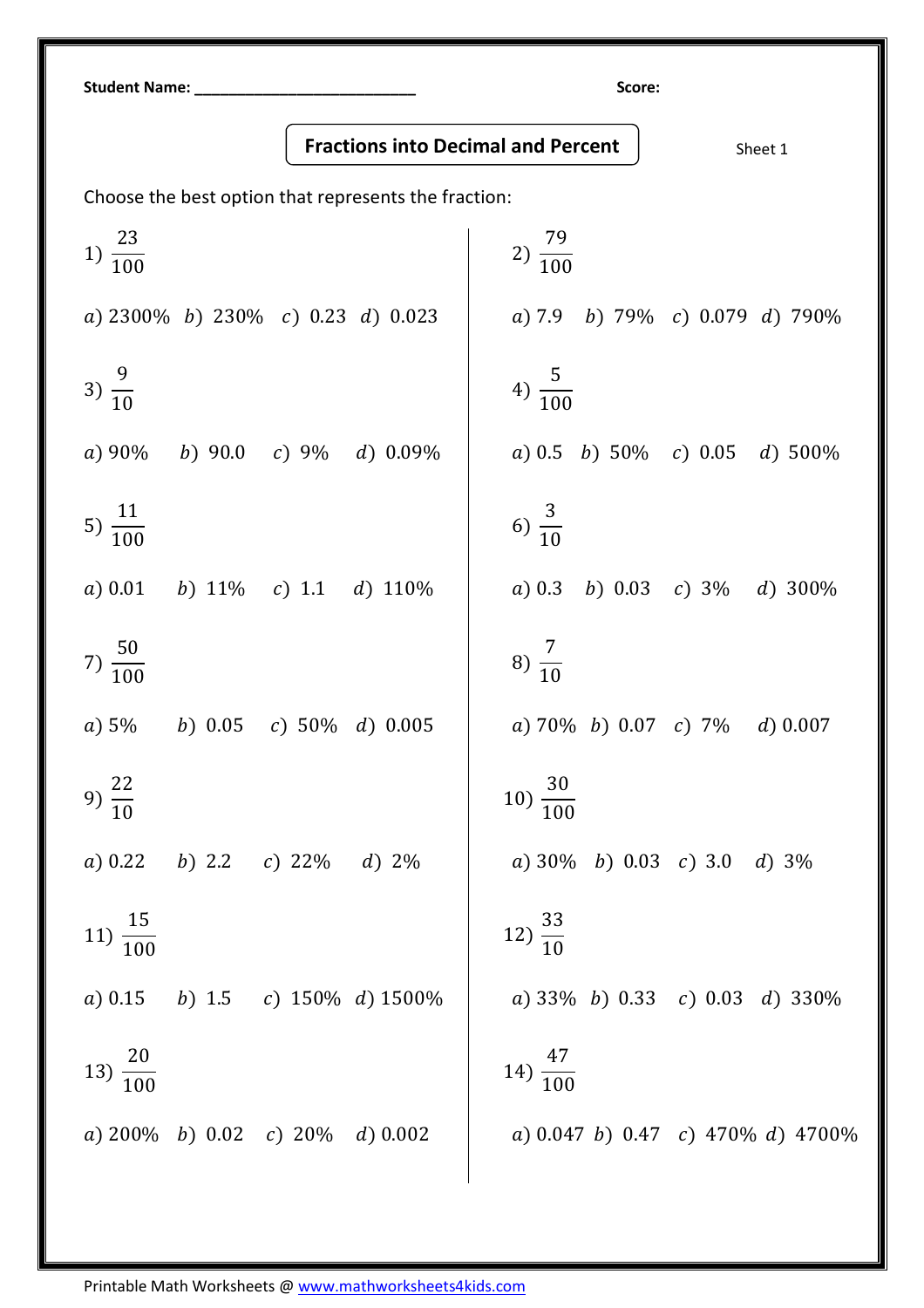Student Name: ___________________________ Score:

## Fractions into Decimal and Percent

Sheet 1

Choose the best option that represents the fraction:

1) $\frac{23}{100}$

$a)$ 2300% $b)$ 230% $c)$ 0.23 $d)$ 0.023

2) $\frac{79}{100}$

$a)$ 7.9 $b)$ 79% $c)$ 0.079 $d)$ 790%

3) $\frac{9}{10}$

$a)$ 90% $b)$ 90.0 $c)$ 9% $d)$ 0.09%

4) $\frac{5}{100}$

$a)$ 0.5 $b)$ 50% $c)$ 0.05 $d)$ 500%

5) $\frac{11}{100}$

$a)$ 0.01 $b)$ 11% $c)$ 1.1 $d)$ 110%

6) $\frac{3}{10}$

$a)$ 0.3 $b)$ 0.03 $c)$ 3% $d)$ 300%

7) $\frac{50}{100}$

$a)$ 5% $b)$ 0.05 $c)$ 50% $d)$ 0.005

8) $\frac{7}{10}$

$a)$ 70% $b)$ 0.07 $c)$ 7% $d)$ 0.007

9) $\frac{22}{10}$

$a)$ 0.22 $b)$ 2.2 $c)$ 22% $d)$ 2%

10) $\frac{30}{100}$

$a)$ 30% $b)$ 0.03 $c)$ 3.0 $d)$ 3%

11) $\frac{15}{100}$

$a)$ 0.15 $b)$ 1.5 $c)$ 150% $d)$ 1500%

12) $\frac{33}{10}$

$a)$ 33% $b)$ 0.33 $c)$ 0.03 $d)$ 330%

13) $\frac{20}{100}$

$a)$ 200% $b)$ 0.02 $c)$ 20% $d)$ 0.002

14) $\frac{47}{100}$

$a)$ 0.047 $b)$ 0.47 $c)$ 470% $d)$ 4700%

Printable Math Worksheets @ www.mathworksheets4kids.com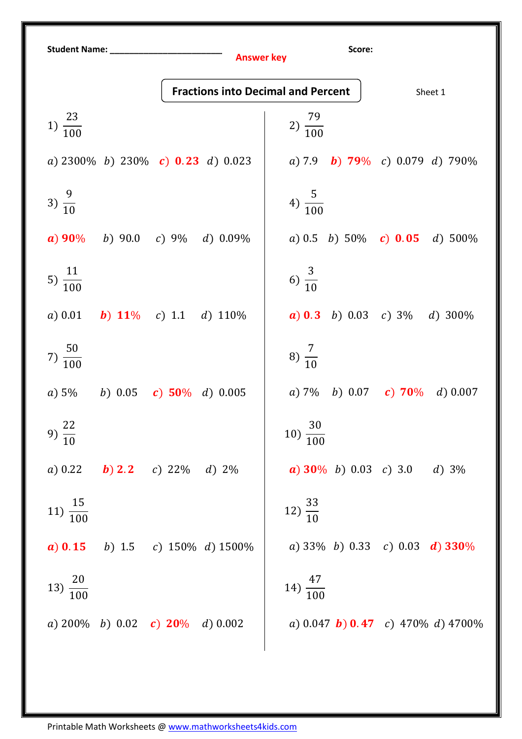Student Name: ________________________ **Answer key** Score:

## Fractions into Decimal and Percent

Sheet 1

1) $\frac{23}{100}$

*a*) 2300%  *b*) 230%  ***c*) 0.23**  *d*) 0.023

2) $\frac{79}{100}$

*a*) 7.9  ***b*) 79%**  *c*) 0.079  *d*) 790%

3) $\frac{9}{10}$

***a*) 90%**  *b*) 90.0  *c*) 9%  *d*) 0.09%

4) $\frac{5}{100}$

*a*) 0.5  *b*) 50%  ***c*) 0.05**  *d*) 500%

5) $\frac{11}{100}$

*a*) 0.01  ***b*) 11%**  *c*) 1.1  *d*) 110%

6) $\frac{3}{10}$

***a*) 0.3**  *b*) 0.03  *c*) 3%  *d*) 300%

7) $\frac{50}{100}$

*a*) 5%  *b*) 0.05  ***c*) 50%**  *d*) 0.005

8) $\frac{7}{10}$

*a*) 7%  *b*) 0.07  ***c*) 70%**  *d*) 0.007

9) $\frac{22}{10}$

*a*) 0.22  ***b*) 2.2**  *c*) 22%  *d*) 2%

10) $\frac{30}{100}$

***a*) 30%**  *b*) 0.03  *c*) 3.0  *d*) 3%

11) $\frac{15}{100}$

***a*) 0.15**  *b*) 1.5  *c*) 150%  *d*) 1500%

12) $\frac{33}{10}$

*a*) 33%  *b*) 0.33  *c*) 0.03  ***d*) 330%**

13) $\frac{20}{100}$

*a*) 200%  *b*) 0.02  ***c*) 20%**  *d*) 0.002

14) $\frac{47}{100}$

*a*) 0.047  ***b*) 0.47**  *c*) 470%  *d*) 4700%

Printable Math Worksheets @ www.mathworksheets4kids.com